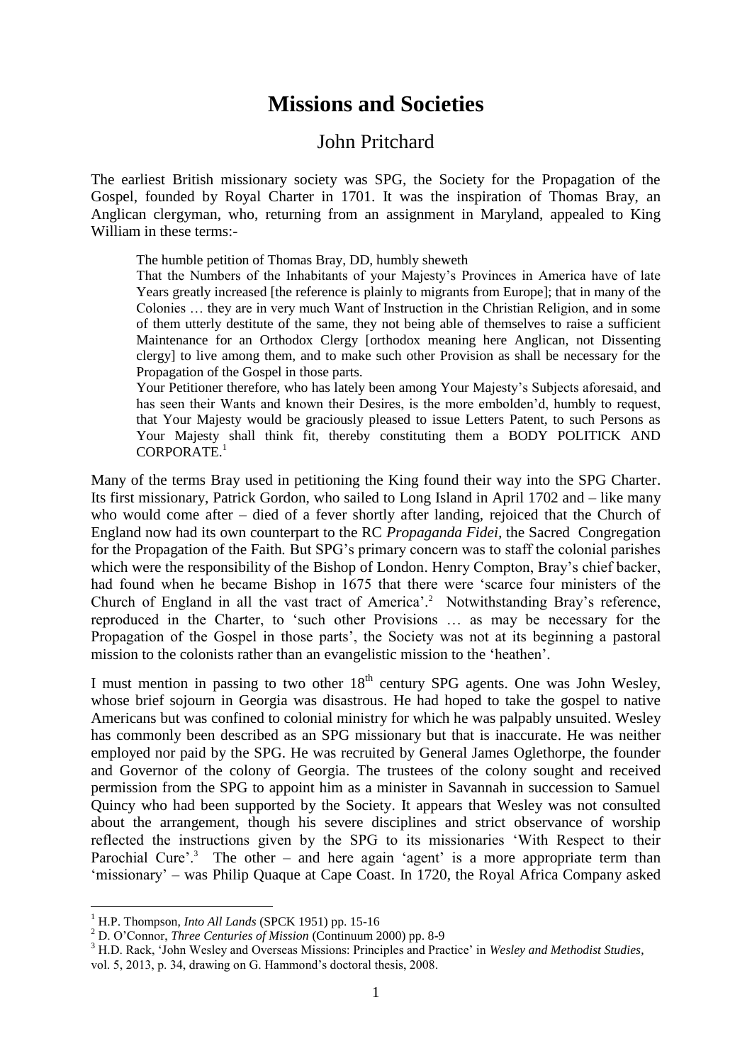# Missions and Societies

## John Pritchard

The earliest British missionary society was SPG, the Society for the Propagation of the Gospel, founded by Royal Charter in 1701. It was the inspiration of Thomas Bray, an Anglican clergyman, who, returning from an assignment in Maryland, appealed to King William in these terms:-

> The humble petition of Thomas Bray, DD, humbly sheweth
>
> That the Numbers of the Inhabitants of your Majesty's Provinces in America have of late Years greatly increased [the reference is plainly to migrants from Europe]; that in many of the Colonies … they are in very much Want of Instruction in the Christian Religion, and in some of them utterly destitute of the same, they not being able of themselves to raise a sufficient Maintenance for an Orthodox Clergy [orthodox meaning here Anglican, not Dissenting clergy] to live among them, and to make such other Provision as shall be necessary for the Propagation of the Gospel in those parts.
>
> Your Petitioner therefore, who has lately been among Your Majesty's Subjects aforesaid, and has seen their Wants and known their Desires, is the more embolden'd, humbly to request, that Your Majesty would be graciously pleased to issue Letters Patent, to such Persons as Your Majesty shall think fit, thereby constituting them a BODY POLITICK AND CORPORATE.[1]

Many of the terms Bray used in petitioning the King found their way into the SPG Charter. Its first missionary, Patrick Gordon, who sailed to Long Island in April 1702 and – like many who would come after – died of a fever shortly after landing, rejoiced that the Church of England now had its own counterpart to the RC *Propaganda Fidei*, the Sacred Congregation for the Propagation of the Faith. But SPG's primary concern was to staff the colonial parishes which were the responsibility of the Bishop of London. Henry Compton, Bray's chief backer, had found when he became Bishop in 1675 that there were 'scarce four ministers of the Church of England in all the vast tract of America'.[2] Notwithstanding Bray's reference, reproduced in the Charter, to 'such other Provisions … as may be necessary for the Propagation of the Gospel in those parts', the Society was not at its beginning a pastoral mission to the colonists rather than an evangelistic mission to the 'heathen'.

I must mention in passing to two other 18th century SPG agents. One was John Wesley, whose brief sojourn in Georgia was disastrous. He had hoped to take the gospel to native Americans but was confined to colonial ministry for which he was palpably unsuited. Wesley has commonly been described as an SPG missionary but that is inaccurate. He was neither employed nor paid by the SPG. He was recruited by General James Oglethorpe, the founder and Governor of the colony of Georgia. The trustees of the colony sought and received permission from the SPG to appoint him as a minister in Savannah in succession to Samuel Quincy who had been supported by the Society. It appears that Wesley was not consulted about the arrangement, though his severe disciplines and strict observance of worship reflected the instructions given by the SPG to its missionaries 'With Respect to their Parochial Cure'.[3] The other – and here again 'agent' is a more appropriate term than 'missionary' – was Philip Quaque at Cape Coast. In 1720, the Royal Africa Company asked

---

[1] H.P. Thompson, *Into All Lands* (SPCK 1951) pp. 15-16

[2] D. O'Connor, *Three Centuries of Mission* (Continuum 2000) pp. 8-9

[3] H.D. Rack, 'John Wesley and Overseas Missions: Principles and Practice' in *Wesley and Methodist Studies*, vol. 5, 2013, p. 34, drawing on G. Hammond's doctoral thesis, 2008.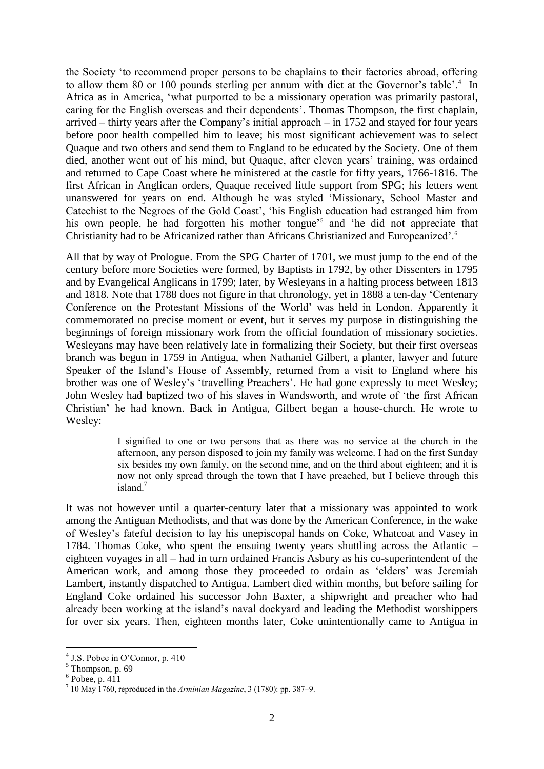the Society 'to recommend proper persons to be chaplains to their factories abroad, offering to allow them 80 or 100 pounds sterling per annum with diet at the Governor's table'.[4] In Africa as in America, 'what purported to be a missionary operation was primarily pastoral, caring for the English overseas and their dependents'. Thomas Thompson, the first chaplain, arrived – thirty years after the Company's initial approach – in 1752 and stayed for four years before poor health compelled him to leave; his most significant achievement was to select Quaque and two others and send them to England to be educated by the Society. One of them died, another went out of his mind, but Quaque, after eleven years' training, was ordained and returned to Cape Coast where he ministered at the castle for fifty years, 1766-1816. The first African in Anglican orders, Quaque received little support from SPG; his letters went unanswered for years on end. Although he was styled 'Missionary, School Master and Catechist to the Negroes of the Gold Coast', 'his English education had estranged him from his own people, he had forgotten his mother tongue'[5] and 'he did not appreciate that Christianity had to be Africanized rather than Africans Christianized and Europeanized'.[6]

All that by way of Prologue. From the SPG Charter of 1701, we must jump to the end of the century before more Societies were formed, by Baptists in 1792, by other Dissenters in 1795 and by Evangelical Anglicans in 1799; later, by Wesleyans in a halting process between 1813 and 1818. Note that 1788 does not figure in that chronology, yet in 1888 a ten-day 'Centenary Conference on the Protestant Missions of the World' was held in London. Apparently it commemorated no precise moment or event, but it serves my purpose in distinguishing the beginnings of foreign missionary work from the official foundation of missionary societies. Wesleyans may have been relatively late in formalizing their Society, but their first overseas branch was begun in 1759 in Antigua, when Nathaniel Gilbert, a planter, lawyer and future Speaker of the Island's House of Assembly, returned from a visit to England where his brother was one of Wesley's 'travelling Preachers'. He had gone expressly to meet Wesley; John Wesley had baptized two of his slaves in Wandsworth, and wrote of 'the first African Christian' he had known. Back in Antigua, Gilbert began a house-church. He wrote to Wesley:

> I signified to one or two persons that as there was no service at the church in the afternoon, any person disposed to join my family was welcome. I had on the first Sunday six besides my own family, on the second nine, and on the third about eighteen; and it is now not only spread through the town that I have preached, but I believe through this island.[7]

It was not however until a quarter-century later that a missionary was appointed to work among the Antiguan Methodists, and that was done by the American Conference, in the wake of Wesley's fateful decision to lay his unepiscopal hands on Coke, Whatcoat and Vasey in 1784. Thomas Coke, who spent the ensuing twenty years shuttling across the Atlantic – eighteen voyages in all – had in turn ordained Francis Asbury as his co-superintendent of the American work, and among those they proceeded to ordain as 'elders' was Jeremiah Lambert, instantly dispatched to Antigua. Lambert died within months, but before sailing for England Coke ordained his successor John Baxter, a shipwright and preacher who had already been working at the island's naval dockyard and leading the Methodist worshippers for over six years. Then, eighteen months later, Coke unintentionally came to Antigua in

---

[4] J.S. Pobee in O'Connor, p. 410

[5] Thompson, p. 69

[6] Pobee, p. 411

[7] 10 May 1760, reproduced in the *Arminian Magazine*, 3 (1780): pp. 387–9.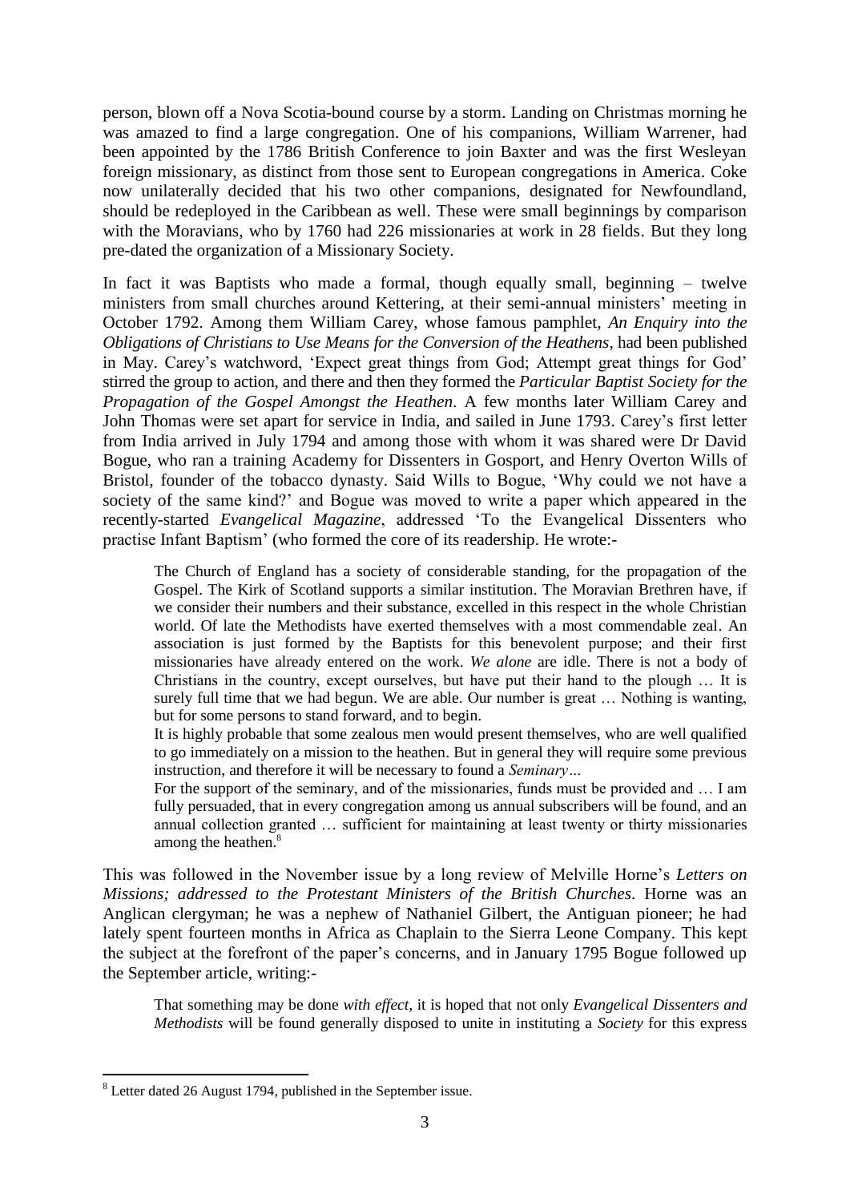person, blown off a Nova Scotia-bound course by a storm. Landing on Christmas morning he was amazed to find a large congregation. One of his companions, William Warrener, had been appointed by the 1786 British Conference to join Baxter and was the first Wesleyan foreign missionary, as distinct from those sent to European congregations in America. Coke now unilaterally decided that his two other companions, designated for Newfoundland, should be redeployed in the Caribbean as well. These were small beginnings by comparison with the Moravians, who by 1760 had 226 missionaries at work in 28 fields. But they long pre-dated the organization of a Missionary Society.

In fact it was Baptists who made a formal, though equally small, beginning – twelve ministers from small churches around Kettering, at their semi-annual ministers' meeting in October 1792. Among them William Carey, whose famous pamphlet, *An Enquiry into the Obligations of Christians to Use Means for the Conversion of the Heathens*, had been published in May. Carey's watchword, 'Expect great things from God; Attempt great things for God' stirred the group to action, and there and then they formed the *Particular Baptist Society for the Propagation of the Gospel Amongst the Heathen*. A few months later William Carey and John Thomas were set apart for service in India, and sailed in June 1793. Carey's first letter from India arrived in July 1794 and among those with whom it was shared were Dr David Bogue, who ran a training Academy for Dissenters in Gosport, and Henry Overton Wills of Bristol, founder of the tobacco dynasty. Said Wills to Bogue, 'Why could we not have a society of the same kind?' and Bogue was moved to write a paper which appeared in the recently-started *Evangelical Magazine*, addressed 'To the Evangelical Dissenters who practise Infant Baptism' (who formed the core of its readership. He wrote:-

> The Church of England has a society of considerable standing, for the propagation of the Gospel. The Kirk of Scotland supports a similar institution. The Moravian Brethren have, if we consider their numbers and their substance, excelled in this respect in the whole Christian world. Of late the Methodists have exerted themselves with a most commendable zeal. An association is just formed by the Baptists for this benevolent purpose; and their first missionaries have already entered on the work. *We alone* are idle. There is not a body of Christians in the country, except ourselves, but have put their hand to the plough … It is surely full time that we had begun. We are able. Our number is great … Nothing is wanting, but for some persons to stand forward, and to begin.
>
> It is highly probable that some zealous men would present themselves, who are well qualified to go immediately on a mission to the heathen. But in general they will require some previous instruction, and therefore it will be necessary to found a *Seminary…*
>
> For the support of the seminary, and of the missionaries, funds must be provided and … I am fully persuaded, that in every congregation among us annual subscribers will be found, and an annual collection granted … sufficient for maintaining at least twenty or thirty missionaries among the heathen.[8]

This was followed in the November issue by a long review of Melville Horne's *Letters on Missions; addressed to the Protestant Ministers of the British Churches*. Horne was an Anglican clergyman; he was a nephew of Nathaniel Gilbert, the Antiguan pioneer; he had lately spent fourteen months in Africa as Chaplain to the Sierra Leone Company. This kept the subject at the forefront of the paper's concerns, and in January 1795 Bogue followed up the September article, writing:-

> That something may be done *with effect*, it is hoped that not only *Evangelical Dissenters and Methodists* will be found generally disposed to unite in instituting a *Society* for this express

[8] Letter dated 26 August 1794, published in the September issue.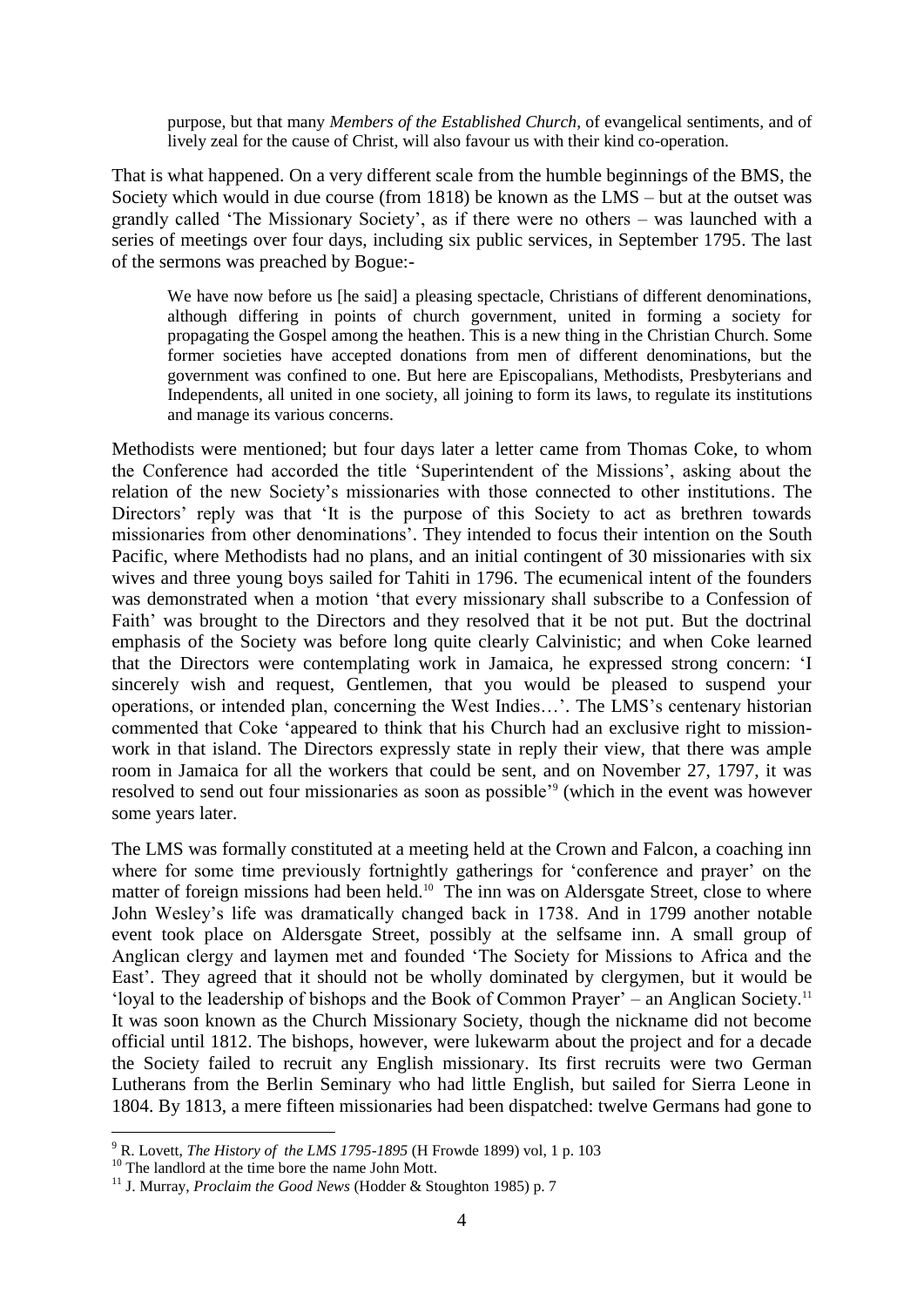> purpose, but that many *Members of the Established Church*, of evangelical sentiments, and of lively zeal for the cause of Christ, will also favour us with their kind co-operation.

That is what happened. On a very different scale from the humble beginnings of the BMS, the Society which would in due course (from 1818) be known as the LMS – but at the outset was grandly called 'The Missionary Society', as if there were no others – was launched with a series of meetings over four days, including six public services, in September 1795. The last of the sermons was preached by Bogue:-

> We have now before us [he said] a pleasing spectacle, Christians of different denominations, although differing in points of church government, united in forming a society for propagating the Gospel among the heathen. This is a new thing in the Christian Church. Some former societies have accepted donations from men of different denominations, but the government was confined to one. But here are Episcopalians, Methodists, Presbyterians and Independents, all united in one society, all joining to form its laws, to regulate its institutions and manage its various concerns.

Methodists were mentioned; but four days later a letter came from Thomas Coke, to whom the Conference had accorded the title 'Superintendent of the Missions', asking about the relation of the new Society's missionaries with those connected to other institutions. The Directors' reply was that 'It is the purpose of this Society to act as brethren towards missionaries from other denominations'. They intended to focus their intention on the South Pacific, where Methodists had no plans, and an initial contingent of 30 missionaries with six wives and three young boys sailed for Tahiti in 1796. The ecumenical intent of the founders was demonstrated when a motion 'that every missionary shall subscribe to a Confession of Faith' was brought to the Directors and they resolved that it be not put. But the doctrinal emphasis of the Society was before long quite clearly Calvinistic; and when Coke learned that the Directors were contemplating work in Jamaica, he expressed strong concern: 'I sincerely wish and request, Gentlemen, that you would be pleased to suspend your operations, or intended plan, concerning the West Indies…'. The LMS's centenary historian commented that Coke 'appeared to think that his Church had an exclusive right to mission-work in that island. The Directors expressly state in reply their view, that there was ample room in Jamaica for all the workers that could be sent, and on November 27, 1797, it was resolved to send out four missionaries as soon as possible'[9] (which in the event was however some years later.

The LMS was formally constituted at a meeting held at the Crown and Falcon, a coaching inn where for some time previously fortnightly gatherings for 'conference and prayer' on the matter of foreign missions had been held.[10] The inn was on Aldersgate Street, close to where John Wesley's life was dramatically changed back in 1738. And in 1799 another notable event took place on Aldersgate Street, possibly at the selfsame inn. A small group of Anglican clergy and laymen met and founded 'The Society for Missions to Africa and the East'. They agreed that it should not be wholly dominated by clergymen, but it would be 'loyal to the leadership of bishops and the Book of Common Prayer' – an Anglican Society.[11] It was soon known as the Church Missionary Society, though the nickname did not become official until 1812. The bishops, however, were lukewarm about the project and for a decade the Society failed to recruit any English missionary. Its first recruits were two German Lutherans from the Berlin Seminary who had little English, but sailed for Sierra Leone in 1804. By 1813, a mere fifteen missionaries had been dispatched: twelve Germans had gone to

---

[9] R. Lovett, *The History of the LMS 1795-1895* (H Frowde 1899) vol, 1 p. 103

[10] The landlord at the time bore the name John Mott.

[11] J. Murray, *Proclaim the Good News* (Hodder & Stoughton 1985) p. 7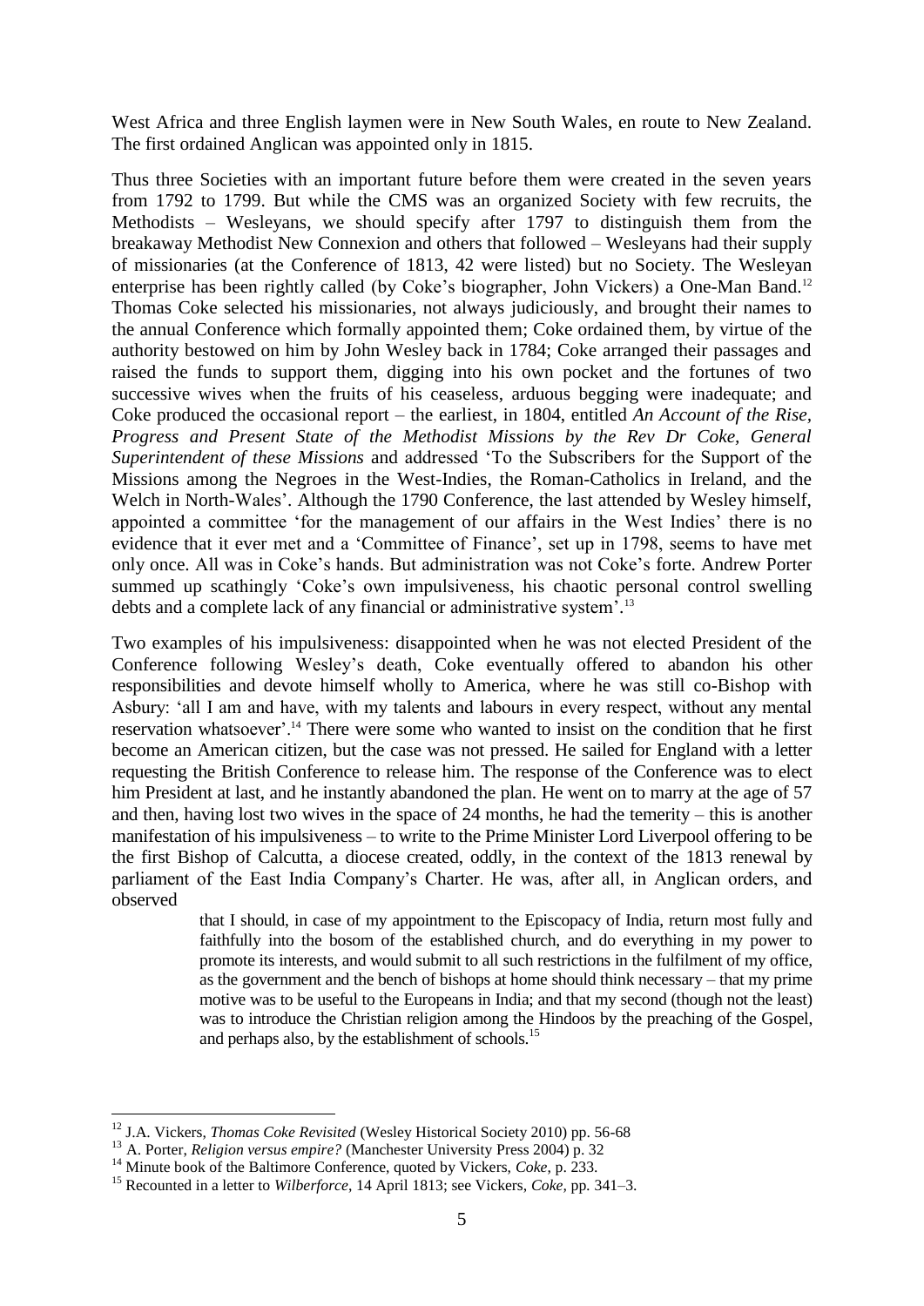West Africa and three English laymen were in New South Wales, en route to New Zealand. The first ordained Anglican was appointed only in 1815.

Thus three Societies with an important future before them were created in the seven years from 1792 to 1799. But while the CMS was an organized Society with few recruits, the Methodists – Wesleyans, we should specify after 1797 to distinguish them from the breakaway Methodist New Connexion and others that followed – Wesleyans had their supply of missionaries (at the Conference of 1813, 42 were listed) but no Society. The Wesleyan enterprise has been rightly called (by Coke's biographer, John Vickers) a One-Man Band.[12] Thomas Coke selected his missionaries, not always judiciously, and brought their names to the annual Conference which formally appointed them; Coke ordained them, by virtue of the authority bestowed on him by John Wesley back in 1784; Coke arranged their passages and raised the funds to support them, digging into his own pocket and the fortunes of two successive wives when the fruits of his ceaseless, arduous begging were inadequate; and Coke produced the occasional report – the earliest, in 1804, entitled *An Account of the Rise, Progress and Present State of the Methodist Missions by the Rev Dr Coke, General Superintendent of these Missions* and addressed 'To the Subscribers for the Support of the Missions among the Negroes in the West-Indies, the Roman-Catholics in Ireland, and the Welch in North-Wales'. Although the 1790 Conference, the last attended by Wesley himself, appointed a committee 'for the management of our affairs in the West Indies' there is no evidence that it ever met and a 'Committee of Finance', set up in 1798, seems to have met only once. All was in Coke's hands. But administration was not Coke's forte. Andrew Porter summed up scathingly 'Coke's own impulsiveness, his chaotic personal control swelling debts and a complete lack of any financial or administrative system'.[13]

Two examples of his impulsiveness: disappointed when he was not elected President of the Conference following Wesley's death, Coke eventually offered to abandon his other responsibilities and devote himself wholly to America, where he was still co-Bishop with Asbury: 'all I am and have, with my talents and labours in every respect, without any mental reservation whatsoever'.[14] There were some who wanted to insist on the condition that he first become an American citizen, but the case was not pressed. He sailed for England with a letter requesting the British Conference to release him. The response of the Conference was to elect him President at last, and he instantly abandoned the plan. He went on to marry at the age of 57 and then, having lost two wives in the space of 24 months, he had the temerity – this is another manifestation of his impulsiveness – to write to the Prime Minister Lord Liverpool offering to be the first Bishop of Calcutta, a diocese created, oddly, in the context of the 1813 renewal by parliament of the East India Company's Charter. He was, after all, in Anglican orders, and observed

> that I should, in case of my appointment to the Episcopacy of India, return most fully and faithfully into the bosom of the established church, and do everything in my power to promote its interests, and would submit to all such restrictions in the fulfilment of my office, as the government and the bench of bishops at home should think necessary – that my prime motive was to be useful to the Europeans in India; and that my second (though not the least) was to introduce the Christian religion among the Hindoos by the preaching of the Gospel, and perhaps also, by the establishment of schools.[15]

---

[12] J.A. Vickers, *Thomas Coke Revisited* (Wesley Historical Society 2010) pp. 56-68

[13] A. Porter, *Religion versus empire?* (Manchester University Press 2004) p. 32

[14] Minute book of the Baltimore Conference, quoted by Vickers, *Coke*, p. 233.

[15] Recounted in a letter to *Wilberforce*, 14 April 1813; see Vickers, *Coke*, pp. 341–3.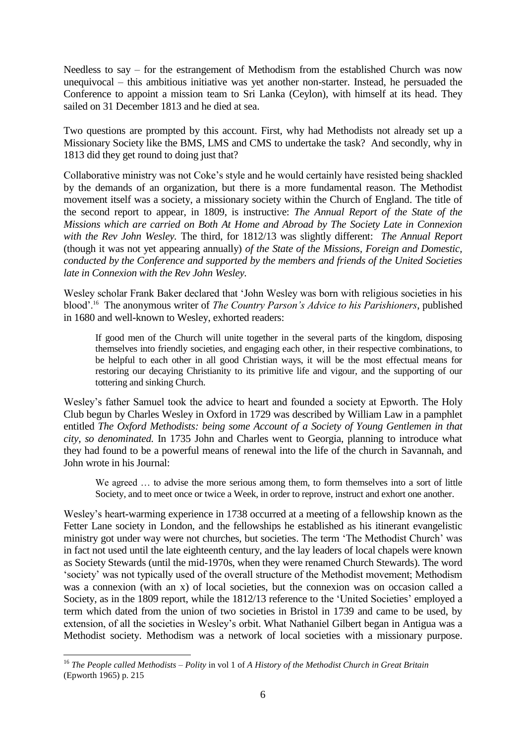Needless to say – for the estrangement of Methodism from the established Church was now unequivocal – this ambitious initiative was yet another non-starter. Instead, he persuaded the Conference to appoint a mission team to Sri Lanka (Ceylon), with himself at its head. They sailed on 31 December 1813 and he died at sea.

Two questions are prompted by this account. First, why had Methodists not already set up a Missionary Society like the BMS, LMS and CMS to undertake the task? And secondly, why in 1813 did they get round to doing just that?

Collaborative ministry was not Coke's style and he would certainly have resisted being shackled by the demands of an organization, but there is a more fundamental reason. The Methodist movement itself was a society, a missionary society within the Church of England. The title of the second report to appear, in 1809, is instructive: *The Annual Report of the State of the Missions which are carried on Both At Home and Abroad by The Society Late in Connexion with the Rev John Wesley.* The third, for 1812/13 was slightly different: *The Annual Report* (though it was not yet appearing annually) *of the State of the Missions, Foreign and Domestic, conducted by the Conference and supported by the members and friends of the United Societies late in Connexion with the Rev John Wesley.*

Wesley scholar Frank Baker declared that 'John Wesley was born with religious societies in his blood'.[16] The anonymous writer of *The Country Parson's Advice to his Parishioners*, published in 1680 and well-known to Wesley, exhorted readers:

> If good men of the Church will unite together in the several parts of the kingdom, disposing themselves into friendly societies, and engaging each other, in their respective combinations, to be helpful to each other in all good Christian ways, it will be the most effectual means for restoring our decaying Christianity to its primitive life and vigour, and the supporting of our tottering and sinking Church.

Wesley's father Samuel took the advice to heart and founded a society at Epworth. The Holy Club begun by Charles Wesley in Oxford in 1729 was described by William Law in a pamphlet entitled *The Oxford Methodists: being some Account of a Society of Young Gentlemen in that city, so denominated.* In 1735 John and Charles went to Georgia, planning to introduce what they had found to be a powerful means of renewal into the life of the church in Savannah, and John wrote in his Journal:

> We agreed … to advise the more serious among them, to form themselves into a sort of little Society, and to meet once or twice a Week, in order to reprove, instruct and exhort one another.

Wesley's heart-warming experience in 1738 occurred at a meeting of a fellowship known as the Fetter Lane society in London, and the fellowships he established as his itinerant evangelistic ministry got under way were not churches, but societies. The term 'The Methodist Church' was in fact not used until the late eighteenth century, and the lay leaders of local chapels were known as Society Stewards (until the mid-1970s, when they were renamed Church Stewards). The word 'society' was not typically used of the overall structure of the Methodist movement; Methodism was a connexion (with an x) of local societies, but the connexion was on occasion called a Society, as in the 1809 report, while the 1812/13 reference to the 'United Societies' employed a term which dated from the union of two societies in Bristol in 1739 and came to be used, by extension, of all the societies in Wesley's orbit. What Nathaniel Gilbert began in Antigua was a Methodist society. Methodism was a network of local societies with a missionary purpose.

[16] *The People called Methodists – Polity* in vol 1 of *A History of the Methodist Church in Great Britain* (Epworth 1965) p. 215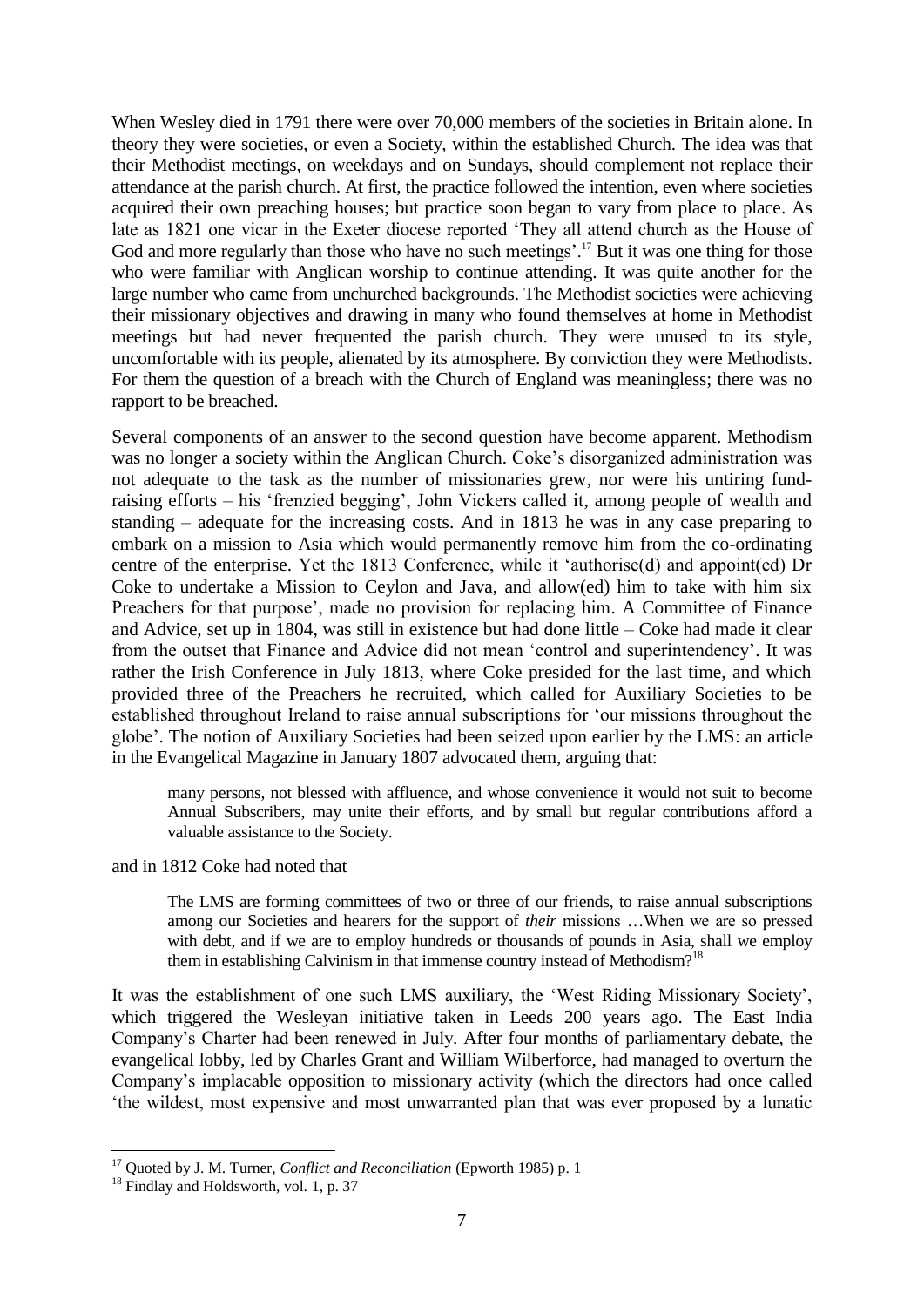When Wesley died in 1791 there were over 70,000 members of the societies in Britain alone. In theory they were societies, or even a Society, within the established Church. The idea was that their Methodist meetings, on weekdays and on Sundays, should complement not replace their attendance at the parish church. At first, the practice followed the intention, even where societies acquired their own preaching houses; but practice soon began to vary from place to place. As late as 1821 one vicar in the Exeter diocese reported 'They all attend church as the House of God and more regularly than those who have no such meetings'.[17] But it was one thing for those who were familiar with Anglican worship to continue attending. It was quite another for the large number who came from unchurched backgrounds. The Methodist societies were achieving their missionary objectives and drawing in many who found themselves at home in Methodist meetings but had never frequented the parish church. They were unused to its style, uncomfortable with its people, alienated by its atmosphere. By conviction they were Methodists. For them the question of a breach with the Church of England was meaningless; there was no rapport to be breached.

Several components of an answer to the second question have become apparent. Methodism was no longer a society within the Anglican Church. Coke's disorganized administration was not adequate to the task as the number of missionaries grew, nor were his untiring fund-raising efforts – his 'frenzied begging', John Vickers called it, among people of wealth and standing – adequate for the increasing costs. And in 1813 he was in any case preparing to embark on a mission to Asia which would permanently remove him from the co-ordinating centre of the enterprise. Yet the 1813 Conference, while it 'authorise(d) and appoint(ed) Dr Coke to undertake a Mission to Ceylon and Java, and allow(ed) him to take with him six Preachers for that purpose', made no provision for replacing him. A Committee of Finance and Advice, set up in 1804, was still in existence but had done little – Coke had made it clear from the outset that Finance and Advice did not mean 'control and superintendency'. It was rather the Irish Conference in July 1813, where Coke presided for the last time, and which provided three of the Preachers he recruited, which called for Auxiliary Societies to be established throughout Ireland to raise annual subscriptions for 'our missions throughout the globe'. The notion of Auxiliary Societies had been seized upon earlier by the LMS: an article in the Evangelical Magazine in January 1807 advocated them, arguing that:

> many persons, not blessed with affluence, and whose convenience it would not suit to become Annual Subscribers, may unite their efforts, and by small but regular contributions afford a valuable assistance to the Society.

and in 1812 Coke had noted that

> The LMS are forming committees of two or three of our friends, to raise annual subscriptions among our Societies and hearers for the support of *their* missions …When we are so pressed with debt, and if we are to employ hundreds or thousands of pounds in Asia, shall we employ them in establishing Calvinism in that immense country instead of Methodism?[18]

It was the establishment of one such LMS auxiliary, the 'West Riding Missionary Society', which triggered the Wesleyan initiative taken in Leeds 200 years ago. The East India Company's Charter had been renewed in July. After four months of parliamentary debate, the evangelical lobby, led by Charles Grant and William Wilberforce, had managed to overturn the Company's implacable opposition to missionary activity (which the directors had once called 'the wildest, most expensive and most unwarranted plan that was ever proposed by a lunatic

---

[17] Quoted by J. M. Turner, *Conflict and Reconciliation* (Epworth 1985) p. 1

[18] Findlay and Holdsworth, vol. 1, p. 37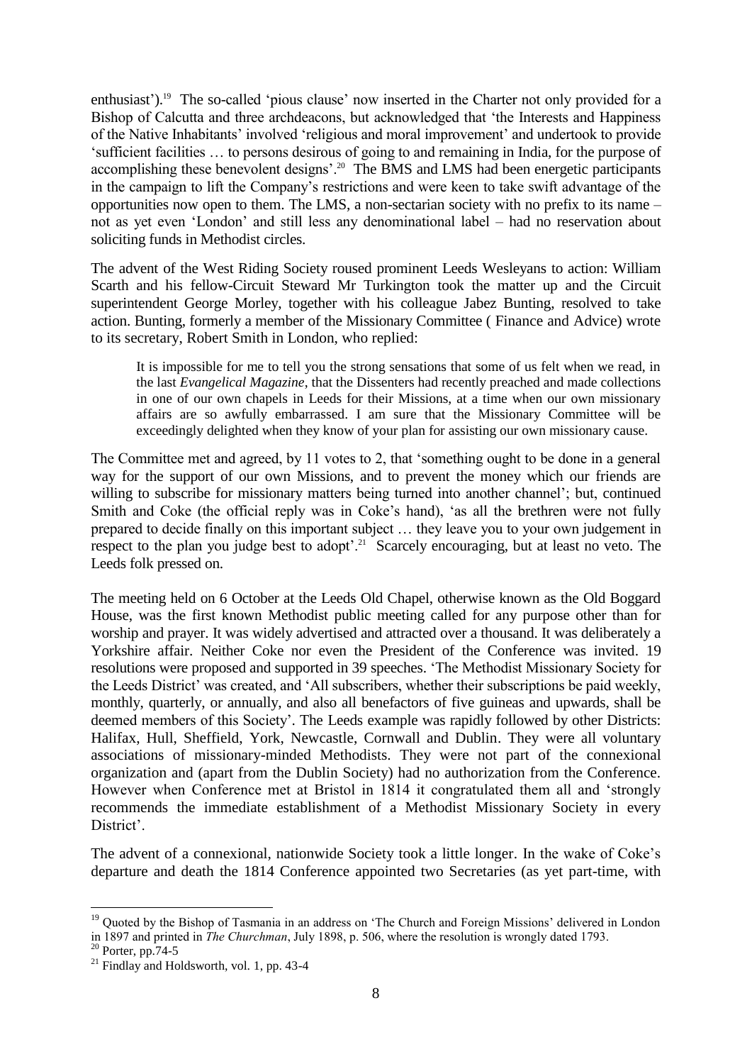enthusiast').[19] The so-called 'pious clause' now inserted in the Charter not only provided for a Bishop of Calcutta and three archdeacons, but acknowledged that 'the Interests and Happiness of the Native Inhabitants' involved 'religious and moral improvement' and undertook to provide 'sufficient facilities … to persons desirous of going to and remaining in India, for the purpose of accomplishing these benevolent designs'.[20] The BMS and LMS had been energetic participants in the campaign to lift the Company's restrictions and were keen to take swift advantage of the opportunities now open to them. The LMS, a non-sectarian society with no prefix to its name – not as yet even 'London' and still less any denominational label – had no reservation about soliciting funds in Methodist circles.

The advent of the West Riding Society roused prominent Leeds Wesleyans to action: William Scarth and his fellow-Circuit Steward Mr Turkington took the matter up and the Circuit superintendent George Morley, together with his colleague Jabez Bunting, resolved to take action. Bunting, formerly a member of the Missionary Committee ( Finance and Advice) wrote to its secretary, Robert Smith in London, who replied:

> It is impossible for me to tell you the strong sensations that some of us felt when we read, in the last *Evangelical Magazine*, that the Dissenters had recently preached and made collections in one of our own chapels in Leeds for their Missions, at a time when our own missionary affairs are so awfully embarrassed. I am sure that the Missionary Committee will be exceedingly delighted when they know of your plan for assisting our own missionary cause.

The Committee met and agreed, by 11 votes to 2, that 'something ought to be done in a general way for the support of our own Missions, and to prevent the money which our friends are willing to subscribe for missionary matters being turned into another channel'; but, continued Smith and Coke (the official reply was in Coke's hand), 'as all the brethren were not fully prepared to decide finally on this important subject … they leave you to your own judgement in respect to the plan you judge best to adopt'.[21] Scarcely encouraging, but at least no veto. The Leeds folk pressed on.

The meeting held on 6 October at the Leeds Old Chapel, otherwise known as the Old Boggard House, was the first known Methodist public meeting called for any purpose other than for worship and prayer. It was widely advertised and attracted over a thousand. It was deliberately a Yorkshire affair. Neither Coke nor even the President of the Conference was invited. 19 resolutions were proposed and supported in 39 speeches. 'The Methodist Missionary Society for the Leeds District' was created, and 'All subscribers, whether their subscriptions be paid weekly, monthly, quarterly, or annually, and also all benefactors of five guineas and upwards, shall be deemed members of this Society'. The Leeds example was rapidly followed by other Districts: Halifax, Hull, Sheffield, York, Newcastle, Cornwall and Dublin. They were all voluntary associations of missionary-minded Methodists. They were not part of the connexional organization and (apart from the Dublin Society) had no authorization from the Conference. However when Conference met at Bristol in 1814 it congratulated them all and 'strongly recommends the immediate establishment of a Methodist Missionary Society in every District'.

The advent of a connexional, nationwide Society took a little longer. In the wake of Coke's departure and death the 1814 Conference appointed two Secretaries (as yet part-time, with

---

[19] Quoted by the Bishop of Tasmania in an address on 'The Church and Foreign Missions' delivered in London in 1897 and printed in *The Churchman*, July 1898, p. 506, where the resolution is wrongly dated 1793.

[20] Porter, pp.74-5

[21] Findlay and Holdsworth, vol. 1, pp. 43-4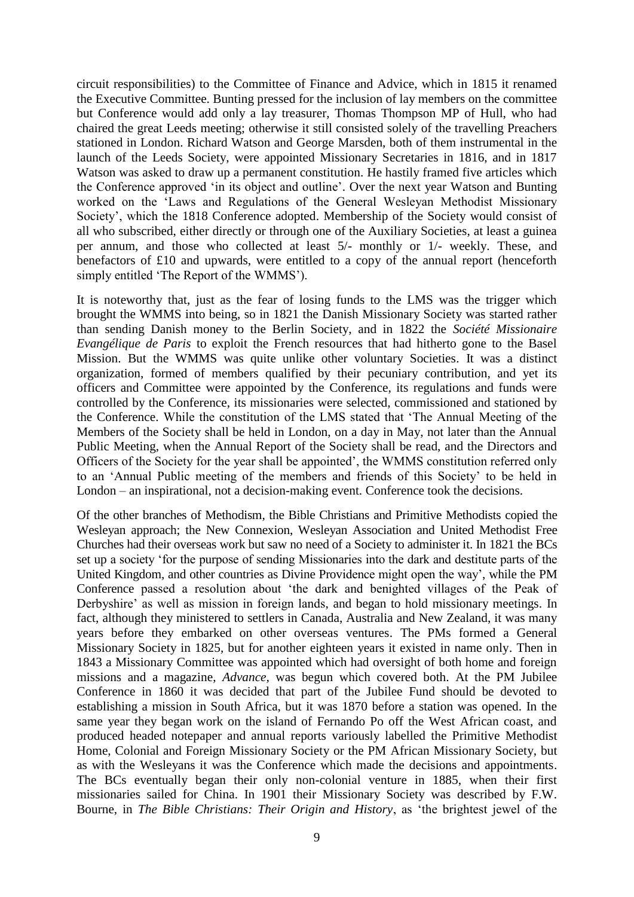circuit responsibilities) to the Committee of Finance and Advice, which in 1815 it renamed the Executive Committee. Bunting pressed for the inclusion of lay members on the committee but Conference would add only a lay treasurer, Thomas Thompson MP of Hull, who had chaired the great Leeds meeting; otherwise it still consisted solely of the travelling Preachers stationed in London. Richard Watson and George Marsden, both of them instrumental in the launch of the Leeds Society, were appointed Missionary Secretaries in 1816, and in 1817 Watson was asked to draw up a permanent constitution. He hastily framed five articles which the Conference approved 'in its object and outline'. Over the next year Watson and Bunting worked on the 'Laws and Regulations of the General Wesleyan Methodist Missionary Society', which the 1818 Conference adopted. Membership of the Society would consist of all who subscribed, either directly or through one of the Auxiliary Societies, at least a guinea per annum, and those who collected at least 5/- monthly or 1/- weekly. These, and benefactors of £10 and upwards, were entitled to a copy of the annual report (henceforth simply entitled 'The Report of the WMMS').

It is noteworthy that, just as the fear of losing funds to the LMS was the trigger which brought the WMMS into being, so in 1821 the Danish Missionary Society was started rather than sending Danish money to the Berlin Society, and in 1822 the *Société Missionaire Evangélique de Paris* to exploit the French resources that had hitherto gone to the Basel Mission. But the WMMS was quite unlike other voluntary Societies. It was a distinct organization, formed of members qualified by their pecuniary contribution, and yet its officers and Committee were appointed by the Conference, its regulations and funds were controlled by the Conference, its missionaries were selected, commissioned and stationed by the Conference. While the constitution of the LMS stated that 'The Annual Meeting of the Members of the Society shall be held in London, on a day in May, not later than the Annual Public Meeting, when the Annual Report of the Society shall be read, and the Directors and Officers of the Society for the year shall be appointed', the WMMS constitution referred only to an 'Annual Public meeting of the members and friends of this Society' to be held in London – an inspirational, not a decision-making event. Conference took the decisions.

Of the other branches of Methodism, the Bible Christians and Primitive Methodists copied the Wesleyan approach; the New Connexion, Wesleyan Association and United Methodist Free Churches had their overseas work but saw no need of a Society to administer it. In 1821 the BCs set up a society 'for the purpose of sending Missionaries into the dark and destitute parts of the United Kingdom, and other countries as Divine Providence might open the way', while the PM Conference passed a resolution about 'the dark and benighted villages of the Peak of Derbyshire' as well as mission in foreign lands, and began to hold missionary meetings. In fact, although they ministered to settlers in Canada, Australia and New Zealand, it was many years before they embarked on other overseas ventures. The PMs formed a General Missionary Society in 1825, but for another eighteen years it existed in name only. Then in 1843 a Missionary Committee was appointed which had oversight of both home and foreign missions and a magazine, *Advance*, was begun which covered both. At the PM Jubilee Conference in 1860 it was decided that part of the Jubilee Fund should be devoted to establishing a mission in South Africa, but it was 1870 before a station was opened. In the same year they began work on the island of Fernando Po off the West African coast, and produced headed notepaper and annual reports variously labelled the Primitive Methodist Home, Colonial and Foreign Missionary Society or the PM African Missionary Society, but as with the Wesleyans it was the Conference which made the decisions and appointments. The BCs eventually began their only non-colonial venture in 1885, when their first missionaries sailed for China. In 1901 their Missionary Society was described by F.W. Bourne, in *The Bible Christians: Their Origin and History*, as 'the brightest jewel of the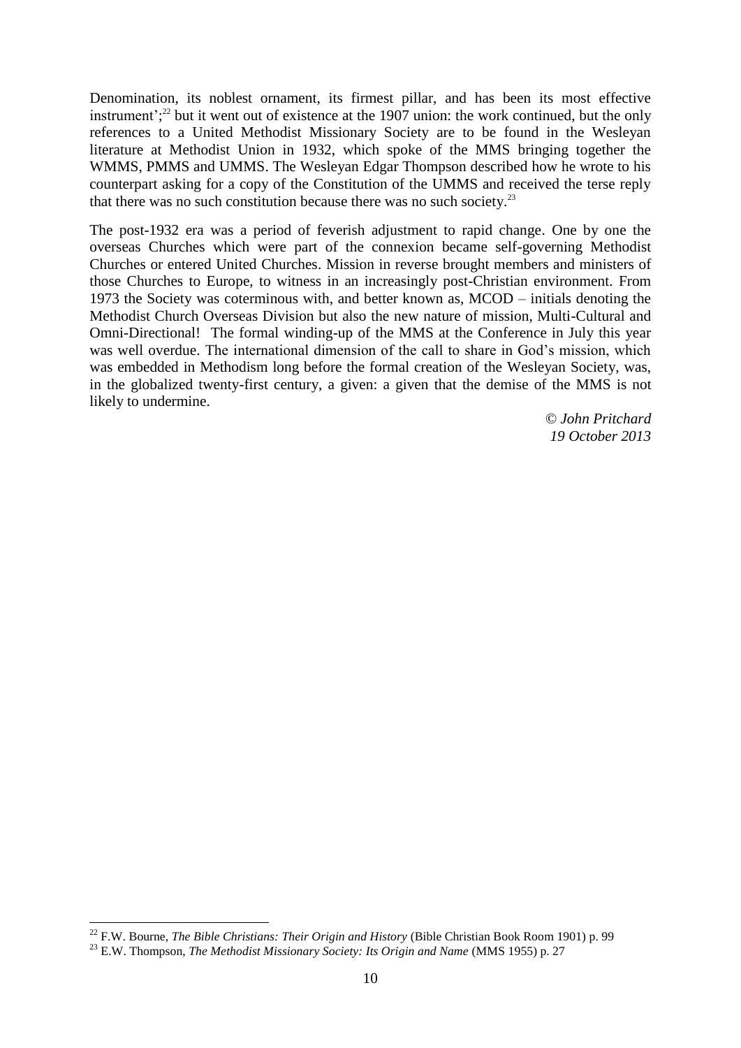Denomination, its noblest ornament, its firmest pillar, and has been its most effective instrument';[22] but it went out of existence at the 1907 union: the work continued, but the only references to a United Methodist Missionary Society are to be found in the Wesleyan literature at Methodist Union in 1932, which spoke of the MMS bringing together the WMMS, PMMS and UMMS. The Wesleyan Edgar Thompson described how he wrote to his counterpart asking for a copy of the Constitution of the UMMS and received the terse reply that there was no such constitution because there was no such society.[23]

The post-1932 era was a period of feverish adjustment to rapid change. One by one the overseas Churches which were part of the connexion became self-governing Methodist Churches or entered United Churches. Mission in reverse brought members and ministers of those Churches to Europe, to witness in an increasingly post-Christian environment. From 1973 the Society was coterminous with, and better known as, MCOD – initials denoting the Methodist Church Overseas Division but also the new nature of mission, Multi-Cultural and Omni-Directional! The formal winding-up of the MMS at the Conference in July this year was well overdue. The international dimension of the call to share in God's mission, which was embedded in Methodism long before the formal creation of the Wesleyan Society, was, in the globalized twenty-first century, a given: a given that the demise of the MMS is not likely to undermine.

*© John Pritchard*
*19 October 2013*

---

[22] F.W. Bourne, *The Bible Christians: Their Origin and History* (Bible Christian Book Room 1901) p. 99

[23] E.W. Thompson, *The Methodist Missionary Society: Its Origin and Name* (MMS 1955) p. 27